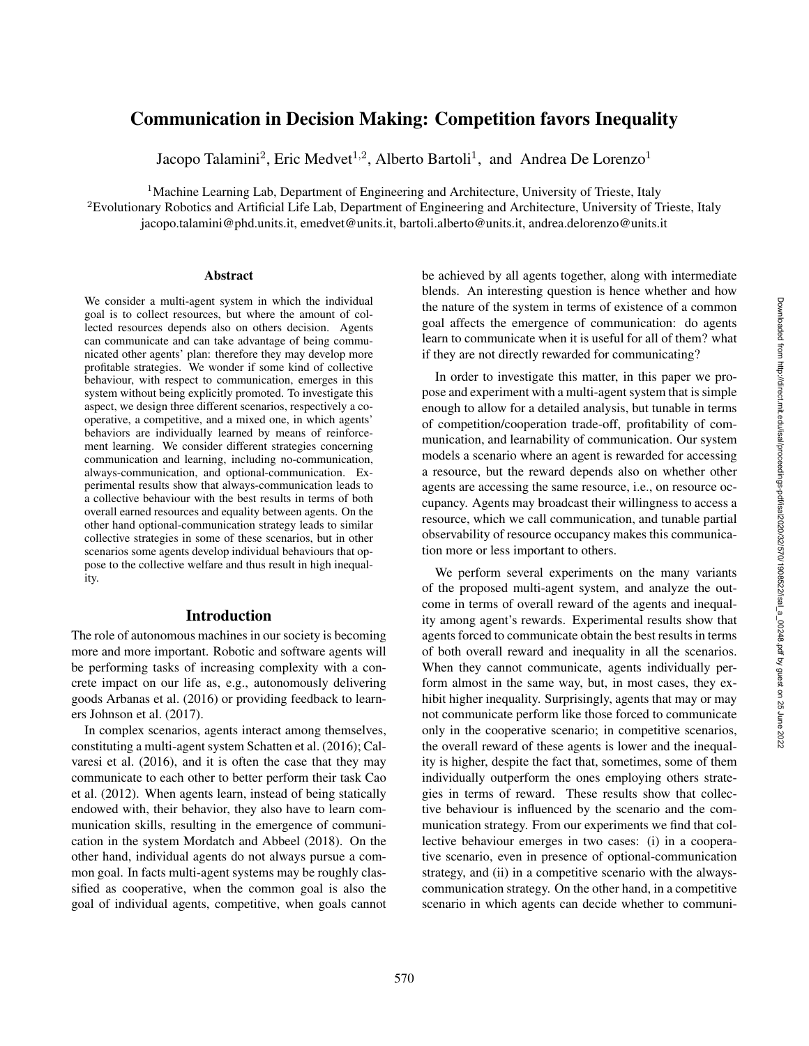# Communication in Decision Making: Competition favors Inequality

Jacopo Talamini[2], Eric Medvet[1,2], Alberto Bartoli[1], and Andrea De Lorenzo[1]

[1]Machine Learning Lab, Department of Engineering and Architecture, University of Trieste, Italy
[2]Evolutionary Robotics and Artificial Life Lab, Department of Engineering and Architecture, University of Trieste, Italy
jacopo.talamini@phd.units.it, emedvet@units.it, bartoli.alberto@units.it, andrea.delorenzo@units.it

### Abstract

We consider a multi-agent system in which the individual goal is to collect resources, but where the amount of collected resources depends also on others decision. Agents can communicate and can take advantage of being communicated other agents' plan: therefore they may develop more profitable strategies. We wonder if some kind of collective behaviour, with respect to communication, emerges in this system without being explicitly promoted. To investigate this aspect, we design three different scenarios, respectively a cooperative, a competitive, and a mixed one, in which agents' behaviors are individually learned by means of reinforcement learning. We consider different strategies concerning communication and learning, including no-communication, always-communication, and optional-communication. Experimental results show that always-communication leads to a collective behaviour with the best results in terms of both overall earned resources and equality between agents. On the other hand optional-communication strategy leads to similar collective strategies in some of these scenarios, but in other scenarios some agents develop individual behaviours that oppose to the collective welfare and thus result in high inequality.

## Introduction

The role of autonomous machines in our society is becoming more and more important. Robotic and software agents will be performing tasks of increasing complexity with a concrete impact on our life as, e.g., autonomously delivering goods Arbanas et al. (2016) or providing feedback to learners Johnson et al. (2017).

In complex scenarios, agents interact among themselves, constituting a multi-agent system Schatten et al. (2016); Calvaresi et al. (2016), and it is often the case that they may communicate to each other to better perform their task Cao et al. (2012). When agents learn, instead of being statically endowed with, their behavior, they also have to learn communication skills, resulting in the emergence of communication in the system Mordatch and Abbeel (2018). On the other hand, individual agents do not always pursue a common goal. In facts multi-agent systems may be roughly classified as cooperative, when the common goal is also the goal of individual agents, competitive, when goals cannot be achieved by all agents together, along with intermediate blends. An interesting question is hence whether and how the nature of the system in terms of existence of a common goal affects the emergence of communication: do agents learn to communicate when it is useful for all of them? what if they are not directly rewarded for communicating?

In order to investigate this matter, in this paper we propose and experiment with a multi-agent system that is simple enough to allow for a detailed analysis, but tunable in terms of competition/cooperation trade-off, profitability of communication, and learnability of communication. Our system models a scenario where an agent is rewarded for accessing a resource, but the reward depends also on whether other agents are accessing the same resource, i.e., on resource occupancy. Agents may broadcast their willingness to access a resource, which we call communication, and tunable partial observability of resource occupancy makes this communication more or less important to others.

We perform several experiments on the many variants of the proposed multi-agent system, and analyze the outcome in terms of overall reward of the agents and inequality among agent's rewards. Experimental results show that agents forced to communicate obtain the best results in terms of both overall reward and inequality in all the scenarios. When they cannot communicate, agents individually perform almost in the same way, but, in most cases, they exhibit higher inequality. Surprisingly, agents that may or may not communicate perform like those forced to communicate only in the cooperative scenario; in competitive scenarios, the overall reward of these agents is lower and the inequality is higher, despite the fact that, sometimes, some of them individually outperform the ones employing others strategies in terms of reward. These results show that collective behaviour is influenced by the scenario and the communication strategy. From our experiments we find that collective behaviour emerges in two cases: (i) in a cooperative scenario, even in presence of optional-communication strategy, and (ii) in a competitive scenario with the always-communication strategy. On the other hand, in a competitive scenario in which agents can decide whether to communi-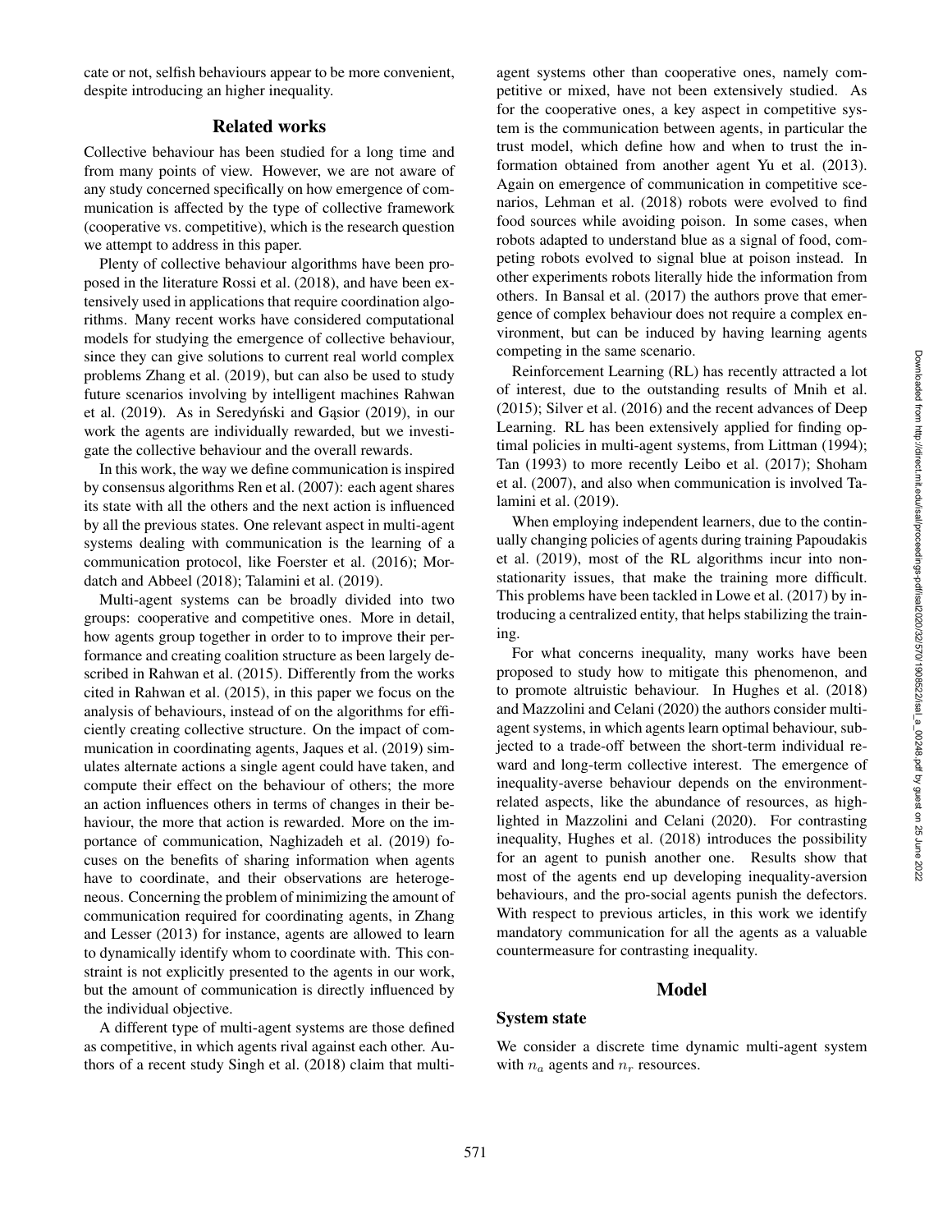cate or not, selfish behaviours appear to be more convenient, despite introducing an higher inequality.

## Related works

Collective behaviour has been studied for a long time and from many points of view. However, we are not aware of any study concerned specifically on how emergence of communication is affected by the type of collective framework (cooperative vs. competitive), which is the research question we attempt to address in this paper.

Plenty of collective behaviour algorithms have been proposed in the literature Rossi et al. (2018), and have been extensively used in applications that require coordination algorithms. Many recent works have considered computational models for studying the emergence of collective behaviour, since they can give solutions to current real world complex problems Zhang et al. (2019), but can also be used to study future scenarios involving by intelligent machines Rahwan et al. (2019). As in Seredyński and Gąsior (2019), in our work the agents are individually rewarded, but we investigate the collective behaviour and the overall rewards.

In this work, the way we define communication is inspired by consensus algorithms Ren et al. (2007): each agent shares its state with all the others and the next action is influenced by all the previous states. One relevant aspect in multi-agent systems dealing with communication is the learning of a communication protocol, like Foerster et al. (2016); Mordatch and Abbeel (2018); Talamini et al. (2019).

Multi-agent systems can be broadly divided into two groups: cooperative and competitive ones. More in detail, how agents group together in order to to improve their performance and creating coalition structure as been largely described in Rahwan et al. (2015). Differently from the works cited in Rahwan et al. (2015), in this paper we focus on the analysis of behaviours, instead of on the algorithms for efficiently creating collective structure. On the impact of communication in coordinating agents, Jaques et al. (2019) simulates alternate actions a single agent could have taken, and compute their effect on the behaviour of others; the more an action influences others in terms of changes in their behaviour, the more that action is rewarded. More on the importance of communication, Naghizadeh et al. (2019) focuses on the benefits of sharing information when agents have to coordinate, and their observations are heterogeneous. Concerning the problem of minimizing the amount of communication required for coordinating agents, in Zhang and Lesser (2013) for instance, agents are allowed to learn to dynamically identify whom to coordinate with. This constraint is not explicitly presented to the agents in our work, but the amount of communication is directly influenced by the individual objective.

A different type of multi-agent systems are those defined as competitive, in which agents rival against each other. Authors of a recent study Singh et al. (2018) claim that multi-agent systems other than cooperative ones, namely competitive or mixed, have not been extensively studied. As for the cooperative ones, a key aspect in competitive system is the communication between agents, in particular the trust model, which define how and when to trust the information obtained from another agent Yu et al. (2013). Again on emergence of communication in competitive scenarios, Lehman et al. (2018) robots were evolved to find food sources while avoiding poison. In some cases, when robots adapted to understand blue as a signal of food, competing robots evolved to signal blue at poison instead. In other experiments robots literally hide the information from others. In Bansal et al. (2017) the authors prove that emergence of complex behaviour does not require a complex environment, but can be induced by having learning agents competing in the same scenario.

Reinforcement Learning (RL) has recently attracted a lot of interest, due to the outstanding results of Mnih et al. (2015); Silver et al. (2016) and the recent advances of Deep Learning. RL has been extensively applied for finding optimal policies in multi-agent systems, from Littman (1994); Tan (1993) to more recently Leibo et al. (2017); Shoham et al. (2007), and also when communication is involved Talamini et al. (2019).

When employing independent learners, due to the continually changing policies of agents during training Papoudakis et al. (2019), most of the RL algorithms incur into non-stationarity issues, that make the training more difficult. This problems have been tackled in Lowe et al. (2017) by introducing a centralized entity, that helps stabilizing the training.

For what concerns inequality, many works have been proposed to study how to mitigate this phenomenon, and to promote altruistic behaviour. In Hughes et al. (2018) and Mazzolini and Celani (2020) the authors consider multi-agent systems, in which agents learn optimal behaviour, subjected to a trade-off between the short-term individual reward and long-term collective interest. The emergence of inequality-averse behaviour depends on the environment-related aspects, like the abundance of resources, as highlighted in Mazzolini and Celani (2020). For contrasting inequality, Hughes et al. (2018) introduces the possibility for an agent to punish another one. Results show that most of the agents end up developing inequality-aversion behaviours, and the pro-social agents punish the defectors. With respect to previous articles, in this work we identify mandatory communication for all the agents as a valuable countermeasure for contrasting inequality.

## Model

### System state

We consider a discrete time dynamic multi-agent system with $n_a$ agents and $n_r$ resources.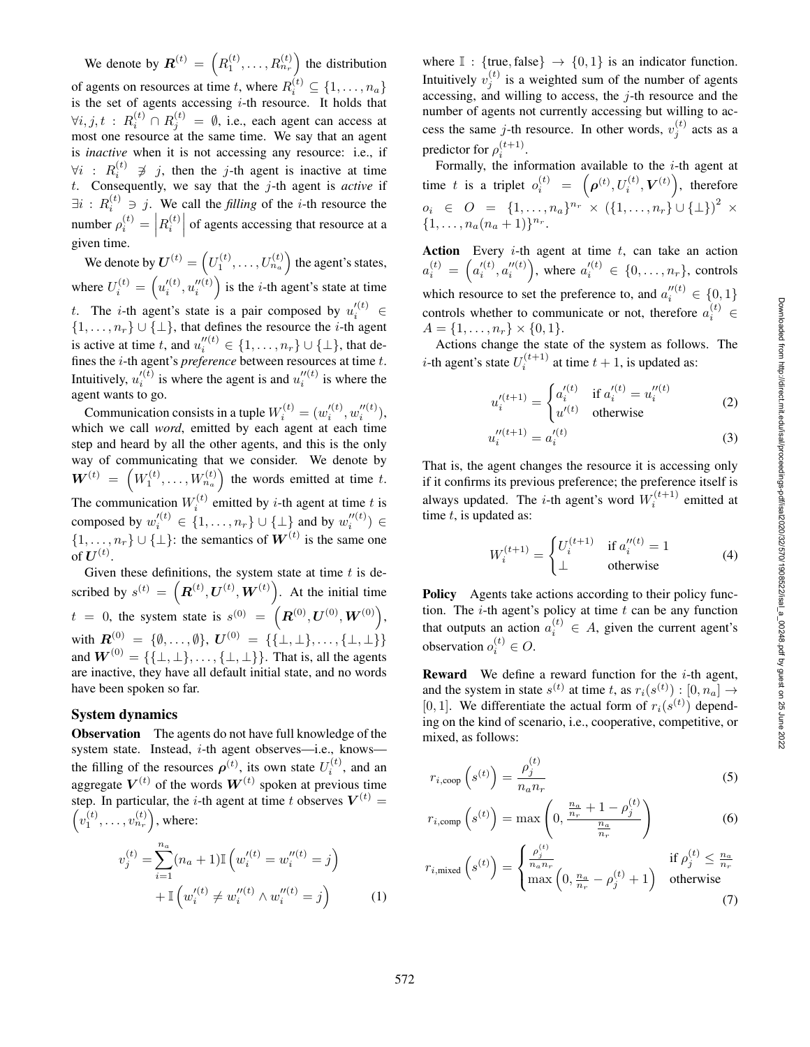We denote by $\boldsymbol{R}^{(t)} = \left(R_1^{(t)}, \dots, R_{n_r}^{(t)}\right)$ the distribution of agents on resources at time $t$, where $R_i^{(t)} \subseteq \{1, \dots, n_a\}$ is the set of agents accessing $i$-th resource. It holds that $\forall i, j, t : R_i^{(t)} \cap R_j^{(t)} = \emptyset$, i.e., each agent can access at most one resource at the same time. We say that an agent is *inactive* when it is not accessing any resource: i.e., if $\forall i : R_i^{(t)} \not\ni j$, then the $j$-th agent is inactive at time $t$. Consequently, we say that the $j$-th agent is *active* if $\exists i : R_i^{(t)} \ni j$. We call the *filling* of the $i$-th resource the number $\rho_i^{(t)} = \left|R_i^{(t)}\right|$ of agents accessing that resource at a given time.

We denote by $\boldsymbol{U}^{(t)} = \left(U_1^{(t)}, \dots, U_{n_a}^{(t)}\right)$ the agent's states, where $U_i^{(t)} = \left(u_i^{\prime(t)}, u_i^{\prime\prime(t)}\right)$ is the $i$-th agent's state at time $t$. The $i$-th agent's state is a pair composed by $u_i^{\prime(t)} \in \{1, \dots, n_r\} \cup \{\bot\}$, that defines the resource the $i$-th agent is active at time $t$, and $u_i^{\prime\prime(t)} \in \{1, \dots, n_r\} \cup \{\bot\}$, that defines the $i$-th agent's *preference* between resources at time $t$. Intuitively, $u_i^{\prime(t)}$ is where the agent is and $u_i^{\prime\prime(t)}$ is where the agent wants to go.

Communication consists in a tuple $W_i^{(t)} = (w_i^{\prime(t)}, w_i^{\prime\prime(t)})$, which we call *word*, emitted by each agent at each time step and heard by all the other agents, and this is the only way of communicating that we consider. We denote by $\boldsymbol{W}^{(t)} = \left(W_1^{(t)}, \dots, W_{n_a}^{(t)}\right)$ the words emitted at time $t$. The communication $W_i^{(t)}$ emitted by $i$-th agent at time $t$ is composed by $w_i^{\prime(t)} \in \{1, \dots, n_r\} \cup \{\bot\}$ and by $w_i^{\prime\prime(t)}) \in \{1, \dots, n_r\} \cup \{\bot\}$: the semantics of $\boldsymbol{W}^{(t)}$ is the same one of $\boldsymbol{U}^{(t)}$.

Given these definitions, the system state at time $t$ is described by $s^{(t)} = \left(\boldsymbol{R}^{(t)}, \boldsymbol{U}^{(t)}, \boldsymbol{W}^{(t)}\right)$. At the initial time $t = 0$, the system state is $s^{(0)} = \left(\boldsymbol{R}^{(0)}, \boldsymbol{U}^{(0)}, \boldsymbol{W}^{(0)}\right)$, with $\boldsymbol{R}^{(0)} = \{\emptyset, \dots, \emptyset\}$, $\boldsymbol{U}^{(0)} = \{\{\bot, \bot\}, \dots, \{\bot, \bot\}\}$ and $\boldsymbol{W}^{(0)} = \{\{\bot, \bot\}, \dots, \{\bot, \bot\}\}$. That is, all the agents are inactive, they have all default initial state, and no words have been spoken so far.

## System dynamics

**Observation** The agents do not have full knowledge of the system state. Instead, $i$-th agent observes—i.e., knows—the filling of the resources $\boldsymbol{\rho}^{(t)}$, its own state $U_i^{(t)}$, and an aggregate $\boldsymbol{V}^{(t)}$ of the words $\boldsymbol{W}^{(t)}$ spoken at previous time step. In particular, the $i$-th agent at time $t$ observes $\boldsymbol{V}^{(t)} = \left(v_1^{(t)}, \dots, v_{n_r}^{(t)}\right)$, where:

$$v_j^{(t)} = \sum_{i=1}^{n_a} (n_a + 1) \mathbb{I}\left(w_i^{\prime(t)} = w_i^{\prime\prime(t)} = j\right) + \mathbb{I}\left(w_i^{\prime(t)} \neq w_i^{\prime\prime(t)} \wedge w_i^{\prime\prime(t)} = j\right) \tag{1}$$

where $\mathbb{I} : \{\text{true}, \text{false}\} \to \{0, 1\}$ is an indicator function. Intuitively $v_j^{(t)}$ is a weighted sum of the number of agents accessing, and willing to access, the $j$-th resource and the number of agents not currently accessing but willing to access the same $j$-th resource. In other words, $v_j^{(t)}$ acts as a predictor for $\rho_i^{(t+1)}$.

Formally, the information available to the $i$-th agent at time $t$ is a triplet $o_i^{(t)} = \left(\boldsymbol{\rho}^{(t)}, U_i^{(t)}, \boldsymbol{V}^{(t)}\right)$, therefore $o_i \in O = \{1, \dots, n_a\}^{n_r} \times (\{1, \dots, n_r\} \cup \{\bot\})^2 \times \{1, \dots, n_a(n_a+1)\}^{n_r}$.

**Action** Every $i$-th agent at time $t$, can take an action $a_i^{(t)} = \left(a_i^{\prime(t)}, a_i^{\prime\prime(t)}\right)$, where $a_i^{\prime(t)} \in \{0, \dots, n_r\}$, controls which resource to set the preference to, and $a_i^{\prime\prime(t)} \in \{0, 1\}$ controls whether to communicate or not, therefore $a_i^{(t)} \in A = \{1, \dots, n_r\} \times \{0, 1\}$.

Actions change the state of the system as follows. The $i$-th agent's state $U_i^{(t+1)}$ at time $t+1$, is updated as:

$$u_i^{\prime(t+1)} = \begin{cases} a_i^{\prime(t)} & \text{if } a_i^{\prime(t)} = u_i^{\prime\prime(t)} \\ u^{\prime(t)} & \text{otherwise} \end{cases} \tag{2}$$

$$u_i^{\prime\prime(t+1)} = a_i^{\prime(t)} \tag{3}$$

That is, the agent changes the resource it is accessing only if it confirms its previous preference; the preference itself is always updated. The $i$-th agent's word $W_i^{(t+1)}$ emitted at time $t$, is updated as:

$$W_i^{(t+1)} = \begin{cases} U_i^{(t+1)} & \text{if } a_i^{\prime\prime(t)} = 1 \\ \bot & \text{otherwise} \end{cases} \tag{4}$$

**Policy** Agents take actions according to their policy function. The $i$-th agent's policy at time $t$ can be any function that outputs an action $a_i^{(t)} \in A$, given the current agent's observation $o_i^{(t)} \in O$.

**Reward** We define a reward function for the $i$-th agent, and the system in state $s^{(t)}$ at time $t$, as $r_i(s^{(t)}) : [0, n_a] \to [0, 1]$. We differentiate the actual form of $r_i(s^{(t)})$ depending on the kind of scenario, i.e., cooperative, competitive, or mixed, as follows:

$$r_{i,\text{coop}}\left(s^{(t)}\right) = \frac{\rho_j^{(t)}}{n_a n_r} \tag{5}$$

$$r_{i,\text{comp}}\left(s^{(t)}\right) = \max\left(0, \frac{\frac{n_a}{n_r} + 1 - \rho_j^{(t)}}{\frac{n_a}{n_r}}\right) \tag{6}$$

$$r_{i,\text{mixed}}\left(s^{(t)}\right) = \begin{cases} \frac{\rho_j^{(t)}}{n_a n_r} & \text{if } \rho_j^{(t)} \leq \frac{n_a}{n_r} \\ \max\left(0, \frac{n_a}{n_r} - \rho_j^{(t)} + 1\right) & \text{otherwise} \end{cases} \tag{7}$$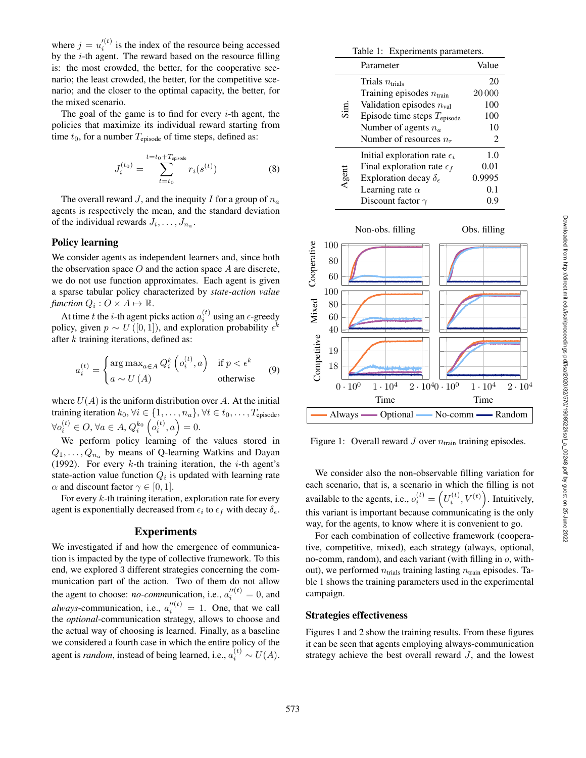where $j = u_i'^{(t)}$ is the index of the resource being accessed by the $i$-th agent. The reward based on the resource filling is: the most crowded, the better, for the cooperative scenario; the least crowded, the better, for the competitive scenario; and the closer to the optimal capacity, the better, for the mixed scenario.

The goal of the game is to find for every $i$-th agent, the policies that maximize its individual reward starting from time $t_0$, for a number $T_{\text{episode}}$ of time steps, defined as:

$$J_i^{(t_0)} = \sum_{t=t_0}^{t=t_0+T_{\text{episode}}} r_i(s^{(t)}) \tag{8}$$

The overall reward $J$, and the inequity $I$ for a group of $n_a$ agents is respectively the mean, and the standard deviation of the individual rewards $J_i, \ldots, J_{n_a}$.

### Policy learning

We consider agents as independent learners and, since both the observation space $O$ and the action space $A$ are discrete, we do not use function approximates. Each agent is given a sparse tabular policy characterized by *state-action value function* $Q_i : O \times A \mapsto \mathbb{R}$.

At time $t$ the $i$-th agent picks action $a_i^{(t)}$ using an $\epsilon$-greedy policy, given $p \sim U([0, 1])$, and exploration probability $\epsilon^k$ after $k$ training iterations, defined as:

$$a_i^{(t)} = \begin{cases} \arg\max_{a \in A} Q_i^k \left(o_i^{(t)}, a\right) & \text{if } p < \epsilon^k \\ a \sim U(A) & \text{otherwise} \end{cases} \tag{9}$$

where $U(A)$ is the uniform distribution over $A$. At the initial training iteration $k_0, \forall i \in \{1, \ldots, n_a\}, \forall t \in t_0, \ldots, T_{\text{episode}}$, $\forall o_i^{(t)} \in O, \forall a \in A, Q_i^{k_0}\left(o_i^{(t)}, a\right) = 0$.

We perform policy learning of the values stored in $Q_1, \ldots, Q_{n_a}$ by means of Q-learning Watkins and Dayan (1992). For every $k$-th training iteration, the $i$-th agent's state-action value function $Q_i$ is updated with learning rate $\alpha$ and discount factor $\gamma \in [0, 1]$.

For every $k$-th training iteration, exploration rate for every agent is exponentially decreased from $\epsilon_i$ to $\epsilon_f$ with decay $\delta_\epsilon$.

## Experiments

We investigated if and how the emergence of communication is impacted by the type of collective framework. To this end, we explored 3 different strategies concerning the communication part of the action. Two of them do not allow the agent to choose: *no-comm*unication, i.e., $a_i''^{(t)} = 0$, and *always*-communication, i.e., $a_i''^{(t)} = 1$. One, that we call the *optional*-communication strategy, allows to choose and the actual way of choosing is learned. Finally, as a baseline we considered a fourth case in which the entire policy of the agent is *random*, instead of being learned, i.e., $a_i^{(t)} \sim U(A)$.

Table 1: Experiments parameters.

| | Parameter | Value |
|---|---|---|
| Sim. | Trials $n_{\text{trials}}$ | 20 |
| | Training episodes $n_{\text{train}}$ | 20 000 |
| | Validation episodes $n_{\text{val}}$ | 100 |
| | Episode time steps $T_{\text{episode}}$ | 100 |
| | Number of agents $n_a$ | 10 |
| | Number of resources $n_r$ | 2 |
| Agent | Initial exploration rate $\epsilon_i$ | 1.0 |
| | Final exploration rate $\epsilon_f$ | 0.01 |
| | Exploration decay $\delta_\epsilon$ | 0.9995 |
| | Learning rate $\alpha$ | 0.1 |
| | Discount factor $\gamma$ | 0.9 |

Figure 1: Overall reward $J$ over $n_{\text{train}}$ training episodes.

We consider also the non-observable filling variation for each scenario, that is, a scenario in which the filling is not available to the agents, i.e., $o_i^{(t)} = \left(U_i^{(t)}, V^{(t)}\right)$. Intuitively, this variant is important because communicating is the only way, for the agents, to know where it is convenient to go.

For each combination of collective framework (cooperative, competitive, mixed), each strategy (always, optional, no-comm, random), and each variant (with filling in $o$, without), we performed $n_{\text{trials}}$ training lasting $n_{\text{train}}$ episodes. Table 1 shows the training parameters used in the experimental campaign.

### Strategies effectiveness

Figures 1 and 2 show the training results. From these figures it can be seen that agents employing always-communication strategy achieve the best overall reward $J$, and the lowest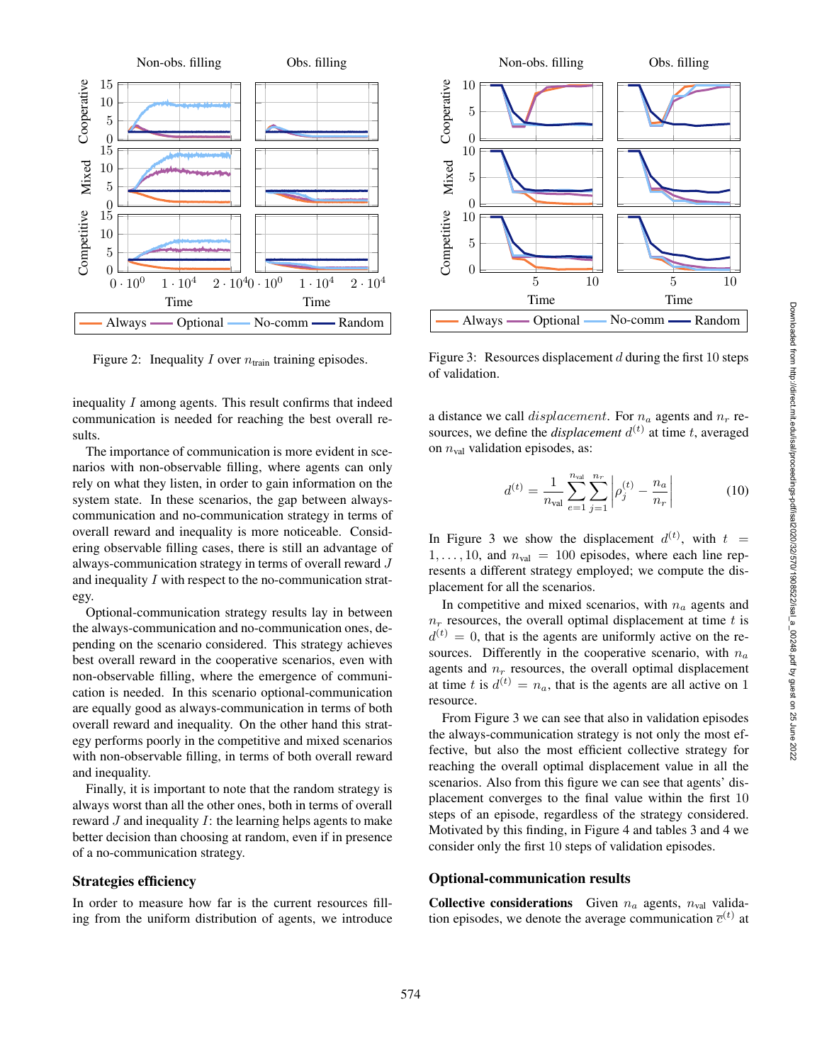Figure 2: Inequality $I$ over $n_{\text{train}}$ training episodes.

Figure 3: Resources displacement $d$ during the first 10 steps of validation.

inequality $I$ among agents. This result confirms that indeed communication is needed for reaching the best overall results.

The importance of communication is more evident in scenarios with non-observable filling, where agents can only rely on what they listen, in order to gain information on the system state. In these scenarios, the gap between always-communication and no-communication strategy in terms of overall reward and inequality is more noticeable. Considering observable filling cases, there is still an advantage of always-communication strategy in terms of overall reward $J$ and inequality $I$ with respect to the no-communication strategy.

Optional-communication strategy results lay in between the always-communication and no-communication ones, depending on the scenario considered. This strategy achieves best overall reward in the cooperative scenarios, even with non-observable filling, where the emergence of communication is needed. In this scenario optional-communication are equally good as always-communication in terms of both overall reward and inequality. On the other hand this strategy performs poorly in the competitive and mixed scenarios with non-observable filling, in terms of both overall reward and inequality.

Finally, it is important to note that the random strategy is always worst than all the other ones, both in terms of overall reward $J$ and inequality $I$: the learning helps agents to make better decision than choosing at random, even if in presence of a no-communication strategy.

### Strategies efficiency

In order to measure how far is the current resources filling from the uniform distribution of agents, we introduce a distance we call *displacement*. For $n_a$ agents and $n_r$ resources, we define the ***displacement*** $d^{(t)}$ at time $t$, averaged on $n_{\text{val}}$ validation episodes, as:

$$d^{(t)} = \frac{1}{n_{\text{val}}} \sum_{e=1}^{n_{\text{val}}} \sum_{j=1}^{n_r} \left| \rho_j^{(t)} - \frac{n_a}{n_r} \right| \tag{10}$$

In Figure 3 we show the displacement $d^{(t)}$, with $t = 1, \ldots, 10$, and $n_{\text{val}} = 100$ episodes, where each line represents a different strategy employed; we compute the displacement for all the scenarios.

In competitive and mixed scenarios, with $n_a$ agents and $n_r$ resources, the overall optimal displacement at time $t$ is $d^{(t)} = 0$, that is the agents are uniformly active on the resources. Differently in the cooperative scenario, with $n_a$ agents and $n_r$ resources, the overall optimal displacement at time $t$ is $d^{(t)} = n_a$, that is the agents are all active on 1 resource.

From Figure 3 we can see that also in validation episodes the always-communication strategy is not only the most effective, but also the most efficient collective strategy for reaching the overall optimal displacement value in all the scenarios. Also from this figure we can see that agents' displacement converges to the final value within the first 10 steps of an episode, regardless of the strategy considered. Motivated by this finding, in Figure 4 and tables 3 and 4 we consider only the first 10 steps of validation episodes.

### Optional-communication results

**Collective considerations** Given $n_a$ agents, $n_{\text{val}}$ validation episodes, we denote the average communication $\bar{c}^{(t)}$ at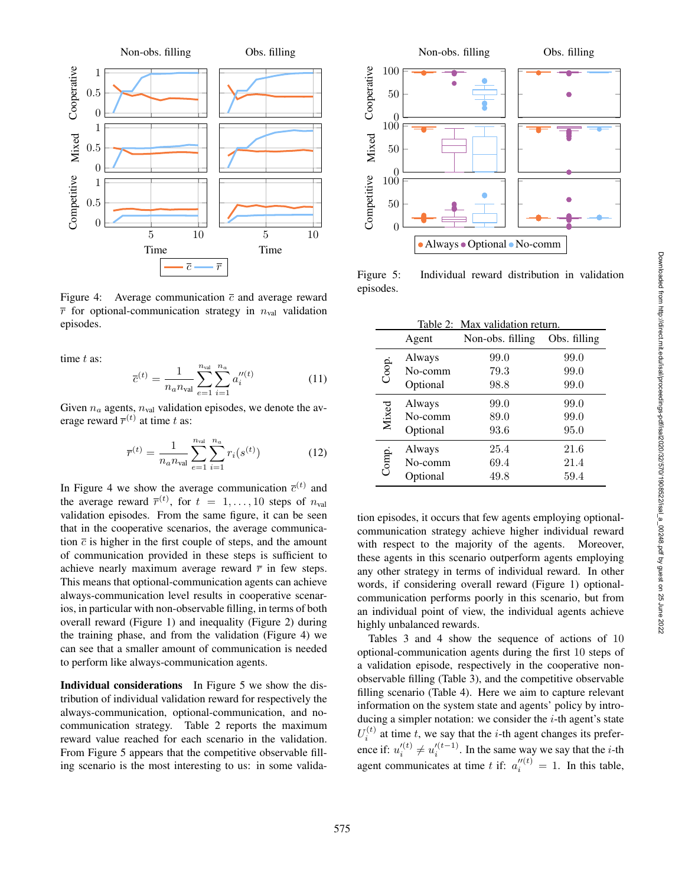Figure 4: Average communication $\bar{c}$ and average reward $\bar{r}$ for optional-communication strategy in $n_{\text{val}}$ validation episodes.

time $t$ as:

$$\bar{c}^{(t)} = \frac{1}{n_a n_{\text{val}}} \sum_{e=1}^{n_{\text{val}}} \sum_{i=1}^{n_a} a_i''^{(t)} \tag{11}$$

Given $n_a$ agents, $n_{\text{val}}$ validation episodes, we denote the average reward $\bar{r}^{(t)}$ at time $t$ as:

$$\bar{r}^{(t)} = \frac{1}{n_a n_{\text{val}}} \sum_{e=1}^{n_{\text{val}}} \sum_{i=1}^{n_a} r_i(s^{(t)}) \tag{12}$$

In Figure 4 we show the average communication $\bar{c}^{(t)}$ and the average reward $\bar{r}^{(t)}$, for $t = 1, \ldots, 10$ steps of $n_{\text{val}}$ validation episodes. From the same figure, it can be seen that in the cooperative scenarios, the average communication $\bar{c}$ is higher in the first couple of steps, and the amount of communication provided in these steps is sufficient to achieve nearly maximum average reward $\bar{r}$ in few steps. This means that optional-communication agents can achieve always-communication level results in cooperative scenarios, in particular with non-observable filling, in terms of both overall reward (Figure 1) and inequality (Figure 2) during the training phase, and from the validation (Figure 4) we can see that a smaller amount of communication is needed to perform like always-communication agents.

**Individual considerations** In Figure 5 we show the distribution of individual validation reward for respectively the always-communication, optional-communication, and no-communication strategy. Table 2 reports the maximum reward value reached for each scenario in the validation. From Figure 5 appears that the competitive observable filling scenario is the most interesting to us: in some validation episodes, it occurs that few agents employing optional-communication strategy achieve higher individual reward with respect to the majority of the agents. Moreover, these agents in this scenario outperform agents employing any other strategy in terms of individual reward. In other words, if considering overall reward (Figure 1) optional-communication performs poorly in this scenario, but from an individual point of view, the individual agents achieve highly unbalanced rewards.

Figure 5: Individual reward distribution in validation episodes.

Table 2: Max validation return.

| | Agent | Non-obs. filling | Obs. filling |
|---|---|---|---|
| Coop. | Always | 99.0 | 99.0 |
| | No-comm | 79.3 | 99.0 |
| | Optional | 98.8 | 99.0 |
| Mixed | Always | 99.0 | 99.0 |
| | No-comm | 89.0 | 99.0 |
| | Optional | 93.6 | 95.0 |
| Comp. | Always | 25.4 | 21.6 |
| | No-comm | 69.4 | 21.4 |
| | Optional | 49.8 | 59.4 |

Tables 3 and 4 show the sequence of actions of 10 optional-communication agents during the first 10 steps of a validation episode, respectively in the cooperative non-observable filling (Table 3), and the competitive observable filling scenario (Table 4). Here we aim to capture relevant information on the system state and agents' policy by introducing a simpler notation: we consider the $i$-th agent's state $U_i^{(t)}$ at time $t$, we say that the $i$-th agent changes its preference if: $u_i'^{(t)} \neq u_i'^{(t-1)}$. In the same way we say that the $i$-th agent communicates at time $t$ if: $a_i''^{(t)} = 1$. In this table,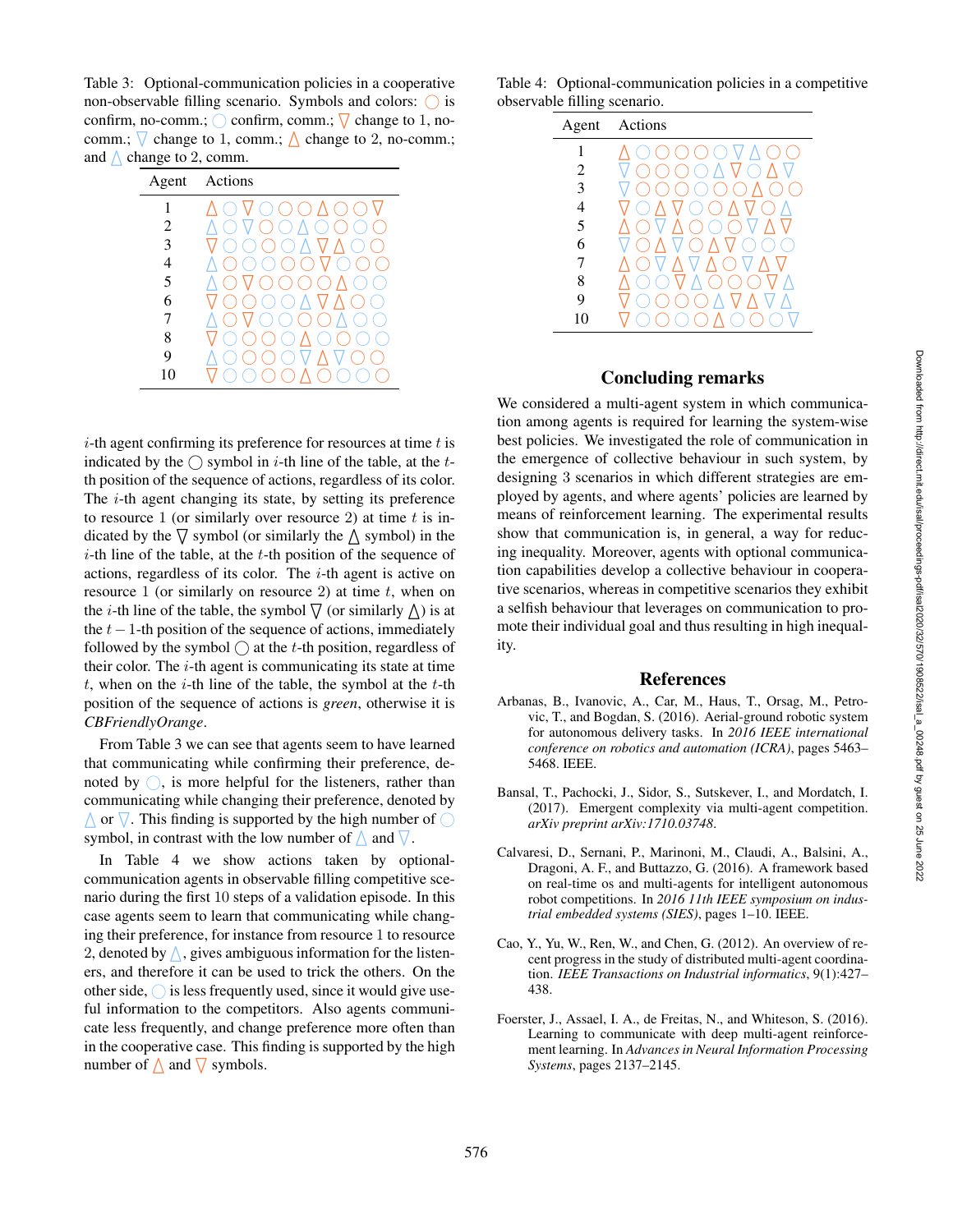Table 3: Optional-communication policies in a cooperative non-observable filling scenario. Symbols and colors: ◯ is confirm, no-comm.; ◯ confirm, comm.; ▽ change to 1, no-comm.; ▽ change to 1, comm.; △ change to 2, no-comm.; and △ change to 2, comm.

| Agent | Actions |
|---|---|
| 1 | △ ◯ ▽ ◯ ◯ ◯ △ ◯ ◯ ▽ |
| 2 | △ ◯ ▽ ◯ ◯ △ ◯ ◯ ◯ ◯ |
| 3 | ▽ ◯ ◯ ◯ ◯ △ ▽ △ ◯ ◯ |
| 4 | △ ◯ ◯ ◯ ◯ ◯ ▽ ◯ ◯ ◯ |
| 5 | △ ◯ ▽ ◯ ◯ ◯ ◯ △ ◯ ◯ |
| 6 | ▽ ◯ ◯ ◯ ◯ △ ▽ △ ◯ ◯ |
| 7 | △ ◯ ▽ ◯ ◯ ◯ ◯ △ ◯ ◯ |
| 8 | ▽ ◯ ◯ ◯ ◯ △ ◯ ◯ ◯ ◯ |
| 9 | △ ◯ ◯ ◯ ◯ ▽ △ ▽ ◯ ◯ |
| 10 | ▽ ◯ ◯ ◯ ◯ △ ◯ ◯ ◯ ◯ |

$i$-th agent confirming its preference for resources at time $t$ is indicated by the ◯ symbol in $i$-th line of the table, at the $t$-th position of the sequence of actions, regardless of its color. The $i$-th agent changing its state, by setting its preference to resource 1 (or similarly over resource 2) at time $t$ is indicated by the ▽ symbol (or similarly the △ symbol) in the $i$-th line of the table, at the $t$-th position of the sequence of actions, regardless of its color. The $i$-th agent is active on resource 1 (or similarly on resource 2) at time $t$, when on the $i$-th line of the table, the symbol ▽ (or similarly △) is at the $t-1$-th position of the sequence of actions, immediately followed by the symbol ◯ at the $t$-th position, regardless of their color. The $i$-th agent is communicating its state at time $t$, when on the $i$-th line of the table, the symbol at the $t$-th position of the sequence of actions is *green*, otherwise it is *CBFriendlyOrange*.

From Table 3 we can see that agents seem to have learned that communicating while confirming their preference, denoted by ◯, is more helpful for the listeners, rather than communicating while changing their preference, denoted by △ or ▽. This finding is supported by the high number of ◯ symbol, in contrast with the low number of △ and ▽.

In Table 4 we show actions taken by optional-communication agents in observable filling competitive scenario during the first 10 steps of a validation episode. In this case agents seem to learn that communicating while changing their preference, for instance from resource 1 to resource 2, denoted by △, gives ambiguous information for the listeners, and therefore it can be used to trick the others. On the other side, ◯ is less frequently used, since it would give useful information to the competitors. Also agents communicate less frequently, and change preference more often than in the cooperative case. This finding is supported by the high number of △ and ▽ symbols.

Table 4: Optional-communication policies in a competitive observable filling scenario.

| Agent | Actions |
|---|---|
| 1 | △ ◯ ◯ ◯ ◯ ◯ ▽ △ ◯ ◯ |
| 2 | ▽ ◯ ◯ ◯ ◯ △ ▽ ◯ △ ▽ |
| 3 | ▽ ◯ ◯ ◯ ◯ ◯ ◯ △ ◯ ◯ |
| 4 | ▽ ◯ △ ▽ ◯ ◯ △ ▽ ◯ △ |
| 5 | △ ◯ ▽ △ ◯ ◯ ◯ ▽ △ ▽ |
| 6 | ▽ ◯ △ ▽ ◯ △ ▽ ◯ ◯ ◯ |
| 7 | △ ◯ ▽ △ ▽ △ ◯ ▽ △ ▽ |
| 8 | △ ◯ ◯ ▽ △ ◯ ◯ ◯ ▽ △ |
| 9 | ▽ ◯ ◯ ◯ ◯ △ ▽ △ ▽ △ |
| 10 | ▽ ◯ ◯ ◯ ◯ △ ◯ ◯ ◯ ▽ |

## Concluding remarks

We considered a multi-agent system in which communication among agents is required for learning the system-wise best policies. We investigated the role of communication in the emergence of collective behaviour in such system, by designing 3 scenarios in which different strategies are employed by agents, and where agents' policies are learned by means of reinforcement learning. The experimental results show that communication is, in general, a way for reducing inequality. Moreover, agents with optional communication capabilities develop a collective behaviour in cooperative scenarios, whereas in competitive scenarios they exhibit a selfish behaviour that leverages on communication to promote their individual goal and thus resulting in high inequality.

## References

Arbanas, B., Ivanovic, A., Car, M., Haus, T., Orsag, M., Petrovic, T., and Bogdan, S. (2016). Aerial-ground robotic system for autonomous delivery tasks. In *2016 IEEE international conference on robotics and automation (ICRA)*, pages 5463–5468. IEEE.

Bansal, T., Pachocki, J., Sidor, S., Sutskever, I., and Mordatch, I. (2017). Emergent complexity via multi-agent competition. *arXiv preprint arXiv:1710.03748*.

Calvaresi, D., Sernani, P., Marinoni, M., Claudi, A., Balsini, A., Dragoni, A. F., and Buttazzo, G. (2016). A framework based on real-time os and multi-agents for intelligent autonomous robot competitions. In *2016 11th IEEE symposium on industrial embedded systems (SIES)*, pages 1–10. IEEE.

Cao, Y., Yu, W., Ren, W., and Chen, G. (2012). An overview of recent progress in the study of distributed multi-agent coordination. *IEEE Transactions on Industrial informatics*, 9(1):427–438.

Foerster, J., Assael, I. A., de Freitas, N., and Whiteson, S. (2016). Learning to communicate with deep multi-agent reinforcement learning. In *Advances in Neural Information Processing Systems*, pages 2137–2145.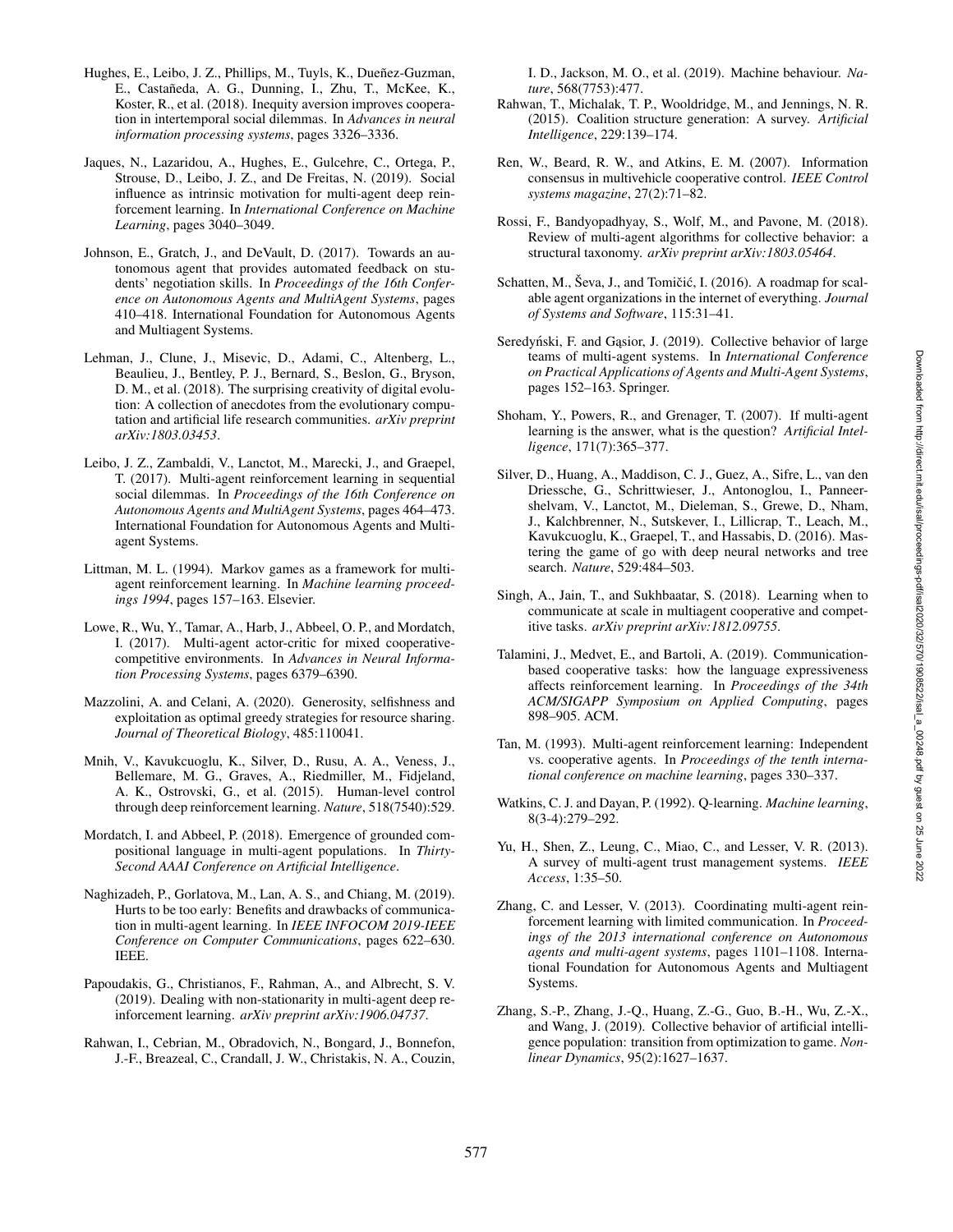Hughes, E., Leibo, J. Z., Phillips, M., Tuyls, K., Dueñez-Guzman, E., Castañeda, A. G., Dunning, I., Zhu, T., McKee, K., Koster, R., et al. (2018). Inequity aversion improves cooperation in intertemporal social dilemmas. In *Advances in neural information processing systems*, pages 3326–3336.

Jaques, N., Lazaridou, A., Hughes, E., Gulcehre, C., Ortega, P., Strouse, D., Leibo, J. Z., and De Freitas, N. (2019). Social influence as intrinsic motivation for multi-agent deep reinforcement learning. In *International Conference on Machine Learning*, pages 3040–3049.

Johnson, E., Gratch, J., and DeVault, D. (2017). Towards an autonomous agent that provides automated feedback on students' negotiation skills. In *Proceedings of the 16th Conference on Autonomous Agents and MultiAgent Systems*, pages 410–418. International Foundation for Autonomous Agents and Multiagent Systems.

Lehman, J., Clune, J., Misevic, D., Adami, C., Altenberg, L., Beaulieu, J., Bentley, P. J., Bernard, S., Beslon, G., Bryson, D. M., et al. (2018). The surprising creativity of digital evolution: A collection of anecdotes from the evolutionary computation and artificial life research communities. *arXiv preprint arXiv:1803.03453*.

Leibo, J. Z., Zambaldi, V., Lanctot, M., Marecki, J., and Graepel, T. (2017). Multi-agent reinforcement learning in sequential social dilemmas. In *Proceedings of the 16th Conference on Autonomous Agents and MultiAgent Systems*, pages 464–473. International Foundation for Autonomous Agents and Multiagent Systems.

Littman, M. L. (1994). Markov games as a framework for multi-agent reinforcement learning. In *Machine learning proceedings 1994*, pages 157–163. Elsevier.

Lowe, R., Wu, Y., Tamar, A., Harb, J., Abbeel, O. P., and Mordatch, I. (2017). Multi-agent actor-critic for mixed cooperative-competitive environments. In *Advances in Neural Information Processing Systems*, pages 6379–6390.

Mazzolini, A. and Celani, A. (2020). Generosity, selfishness and exploitation as optimal greedy strategies for resource sharing. *Journal of Theoretical Biology*, 485:110041.

Mnih, V., Kavukcuoglu, K., Silver, D., Rusu, A. A., Veness, J., Bellemare, M. G., Graves, A., Riedmiller, M., Fidjeland, A. K., Ostrovski, G., et al. (2015). Human-level control through deep reinforcement learning. *Nature*, 518(7540):529.

Mordatch, I. and Abbeel, P. (2018). Emergence of grounded compositional language in multi-agent populations. In *Thirty-Second AAAI Conference on Artificial Intelligence*.

Naghizadeh, P., Gorlatova, M., Lan, A. S., and Chiang, M. (2019). Hurts to be too early: Benefits and drawbacks of communication in multi-agent learning. In *IEEE INFOCOM 2019-IEEE Conference on Computer Communications*, pages 622–630. IEEE.

Papoudakis, G., Christianos, F., Rahman, A., and Albrecht, S. V. (2019). Dealing with non-stationarity in multi-agent deep reinforcement learning. *arXiv preprint arXiv:1906.04737*.

Rahwan, I., Cebrian, M., Obradovich, N., Bongard, J., Bonnefon, J.-F., Breazeal, C., Crandall, J. W., Christakis, N. A., Couzin, I. D., Jackson, M. O., et al. (2019). Machine behaviour. *Nature*, 568(7753):477.

Rahwan, T., Michalak, T. P., Wooldridge, M., and Jennings, N. R. (2015). Coalition structure generation: A survey. *Artificial Intelligence*, 229:139–174.

Ren, W., Beard, R. W., and Atkins, E. M. (2007). Information consensus in multivehicle cooperative control. *IEEE Control systems magazine*, 27(2):71–82.

Rossi, F., Bandyopadhyay, S., Wolf, M., and Pavone, M. (2018). Review of multi-agent algorithms for collective behavior: a structural taxonomy. *arXiv preprint arXiv:1803.05464*.

Schatten, M., Ševa, J., and Tomičić, I. (2016). A roadmap for scalable agent organizations in the internet of everything. *Journal of Systems and Software*, 115:31–41.

Seredyński, F. and Gąsior, J. (2019). Collective behavior of large teams of multi-agent systems. In *International Conference on Practical Applications of Agents and Multi-Agent Systems*, pages 152–163. Springer.

Shoham, Y., Powers, R., and Grenager, T. (2007). If multi-agent learning is the answer, what is the question? *Artificial Intelligence*, 171(7):365–377.

Silver, D., Huang, A., Maddison, C. J., Guez, A., Sifre, L., van den Driessche, G., Schrittwieser, J., Antonoglou, I., Panneershelvam, V., Lanctot, M., Dieleman, S., Grewe, D., Nham, J., Kalchbrenner, N., Sutskever, I., Lillicrap, T., Leach, M., Kavukcuoglu, K., Graepel, T., and Hassabis, D. (2016). Mastering the game of go with deep neural networks and tree search. *Nature*, 529:484–503.

Singh, A., Jain, T., and Sukhbaatar, S. (2018). Learning when to communicate at scale in multiagent cooperative and competitive tasks. *arXiv preprint arXiv:1812.09755*.

Talamini, J., Medvet, E., and Bartoli, A. (2019). Communication-based cooperative tasks: how the language expressiveness affects reinforcement learning. In *Proceedings of the 34th ACM/SIGAPP Symposium on Applied Computing*, pages 898–905. ACM.

Tan, M. (1993). Multi-agent reinforcement learning: Independent vs. cooperative agents. In *Proceedings of the tenth international conference on machine learning*, pages 330–337.

Watkins, C. J. and Dayan, P. (1992). Q-learning. *Machine learning*, 8(3-4):279–292.

Yu, H., Shen, Z., Leung, C., Miao, C., and Lesser, V. R. (2013). A survey of multi-agent trust management systems. *IEEE Access*, 1:35–50.

Zhang, C. and Lesser, V. (2013). Coordinating multi-agent reinforcement learning with limited communication. In *Proceedings of the 2013 international conference on Autonomous agents and multi-agent systems*, pages 1101–1108. International Foundation for Autonomous Agents and Multiagent Systems.

Zhang, S.-P., Zhang, J.-Q., Huang, Z.-G., Guo, B.-H., Wu, Z.-X., and Wang, J. (2019). Collective behavior of artificial intelligence population: transition from optimization to game. *Nonlinear Dynamics*, 95(2):1627–1637.